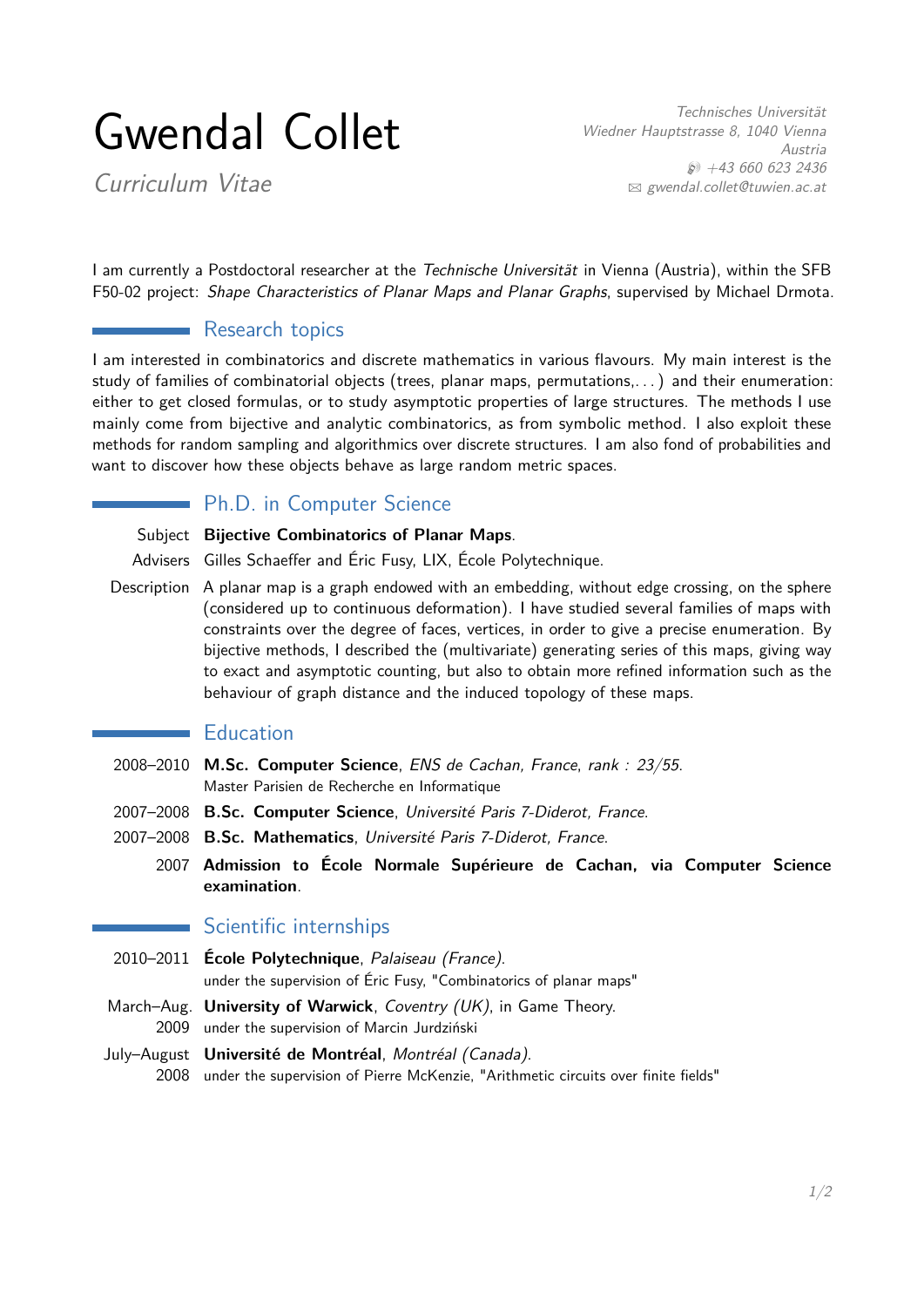# Gwendal Collet

*Curriculum Vitae*

*Technisches Universität*
*Wiedner Hauptstrasse 8, 1040 Vienna*
*Austria*
*+43 660 623 2436*
*gwendal.collet@tuwien.ac.at*

I am currently a Postdoctoral researcher at the *Technische Universität* in Vienna (Austria), within the SFB F50-02 project: *Shape Characteristics of Planar Maps and Planar Graphs*, supervised by Michael Drmota.

## Research topics

I am interested in combinatorics and discrete mathematics in various flavours. My main interest is the study of families of combinatorial objects (trees, planar maps, permutations,. . . ) and their enumeration: either to get closed formulas, or to study asymptotic properties of large structures. The methods I use mainly come from bijective and analytic combinatorics, as from symbolic method. I also exploit these methods for random sampling and algorithmics over discrete structures. I am also fond of probabilities and want to discover how these objects behave as large random metric spaces.

## Ph.D. in Computer Science

Subject **Bijective Combinatorics of Planar Maps**.

Advisers Gilles Schaeffer and Éric Fusy, LIX, École Polytechnique.

Description A planar map is a graph endowed with an embedding, without edge crossing, on the sphere (considered up to continuous deformation). I have studied several families of maps with constraints over the degree of faces, vertices, in order to give a precise enumeration. By bijective methods, I described the (multivariate) generating series of this maps, giving way to exact and asymptotic counting, but also to obtain more refined information such as the behaviour of graph distance and the induced topology of these maps.

## Education

2008–2010 **M.Sc. Computer Science**, *ENS de Cachan, France, rank : 23/55*.
Master Parisien de Recherche en Informatique

2007–2008 **B.Sc. Computer Science**, *Université Paris 7-Diderot, France*.

2007–2008 **B.Sc. Mathematics**, *Université Paris 7-Diderot, France*.

2007 **Admission to École Normale Supérieure de Cachan, via Computer Science examination**.

## Scientific internships

2010–2011 **École Polytechnique**, *Palaiseau (France)*.
under the supervision of Éric Fusy, "Combinatorics of planar maps"

March–Aug. 2009 **University of Warwick**, *Coventry (UK)*, in Game Theory.
under the supervision of Marcin Jurdziński

July–August 2008 **Université de Montréal**, *Montréal (Canada)*.
under the supervision of Pierre McKenzie, "Arithmetic circuits over finite fields"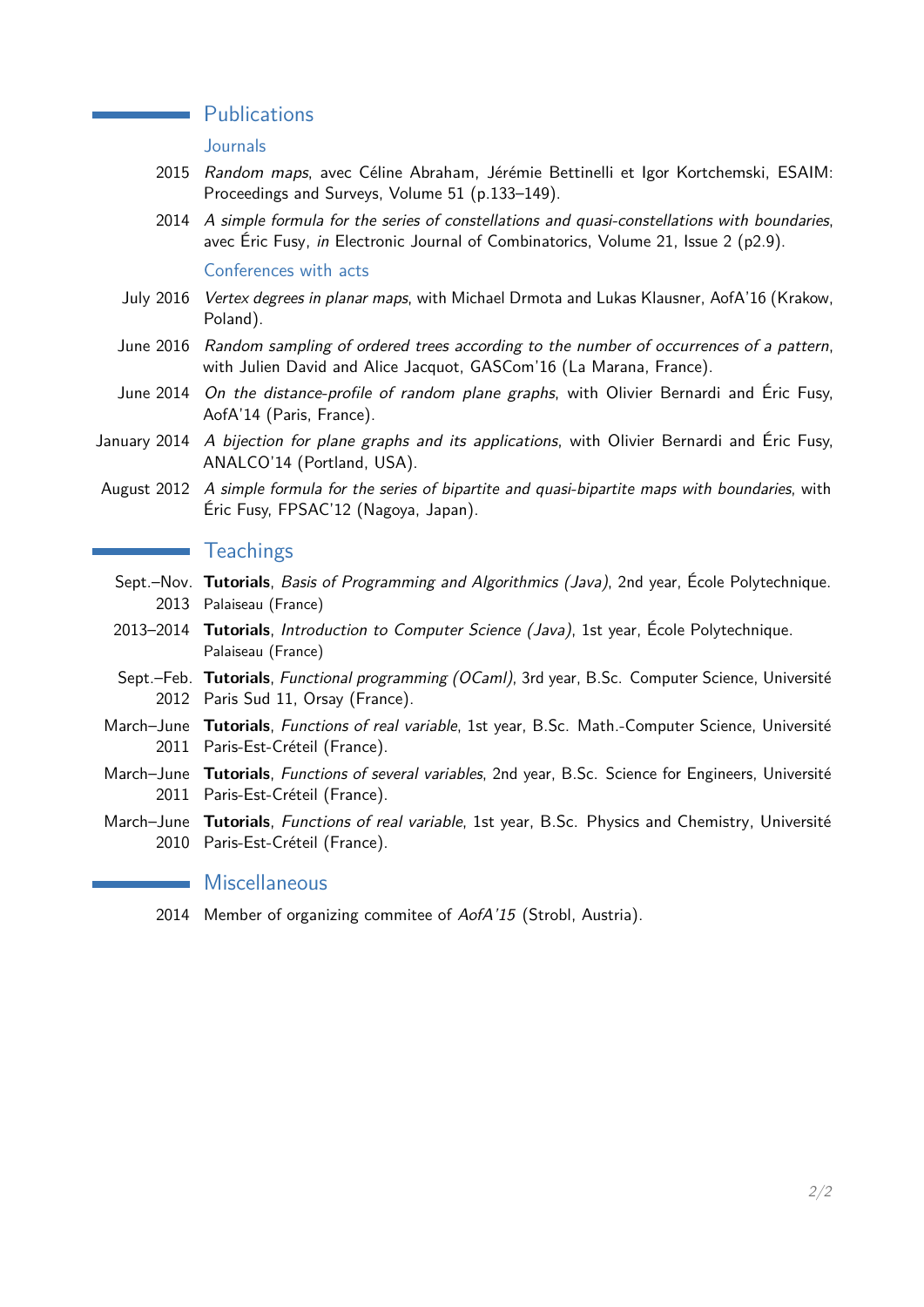## Publications

### Journals

- 2015 *Random maps*, avec Céline Abraham, Jérémie Bettinelli et Igor Kortchemski, ESAIM: Proceedings and Surveys, Volume 51 (p.133–149).
- 2014 *A simple formula for the series of constellations and quasi-constellations with boundaries*, avec Éric Fusy, *in* Electronic Journal of Combinatorics, Volume 21, Issue 2 (p2.9).

### Conferences with acts

- July 2016 *Vertex degrees in planar maps*, with Michael Drmota and Lukas Klausner, AofA'16 (Krakow, Poland).
- June 2016 *Random sampling of ordered trees according to the number of occurrences of a pattern*, with Julien David and Alice Jacquot, GASCom'16 (La Marana, France).
- June 2014 *On the distance-profile of random plane graphs*, with Olivier Bernardi and Éric Fusy, AofA'14 (Paris, France).
- January 2014 *A bijection for plane graphs and its applications*, with Olivier Bernardi and Éric Fusy, ANALCO'14 (Portland, USA).
- August 2012 *A simple formula for the series of bipartite and quasi-bipartite maps with boundaries*, with Éric Fusy, FPSAC'12 (Nagoya, Japan).

## Teachings

- Sept.–Nov. 2013 **Tutorials**, *Basis of Programming and Algorithmics (Java)*, 2nd year, École Polytechnique. Palaiseau (France)
- 2013–2014 **Tutorials**, *Introduction to Computer Science (Java)*, 1st year, École Polytechnique. Palaiseau (France)
- Sept.–Feb. 2012 **Tutorials**, *Functional programming (OCaml)*, 3rd year, B.Sc. Computer Science, Université Paris Sud 11, Orsay (France).
- March–June 2011 **Tutorials**, *Functions of real variable*, 1st year, B.Sc. Math.-Computer Science, Université Paris-Est-Créteil (France).
- March–June 2011 **Tutorials**, *Functions of several variables*, 2nd year, B.Sc. Science for Engineers, Université Paris-Est-Créteil (France).
- March–June 2010 **Tutorials**, *Functions of real variable*, 1st year, B.Sc. Physics and Chemistry, Université Paris-Est-Créteil (France).

## Miscellaneous

- 2014 Member of organizing commitee of *AofA'15* (Strobl, Austria).